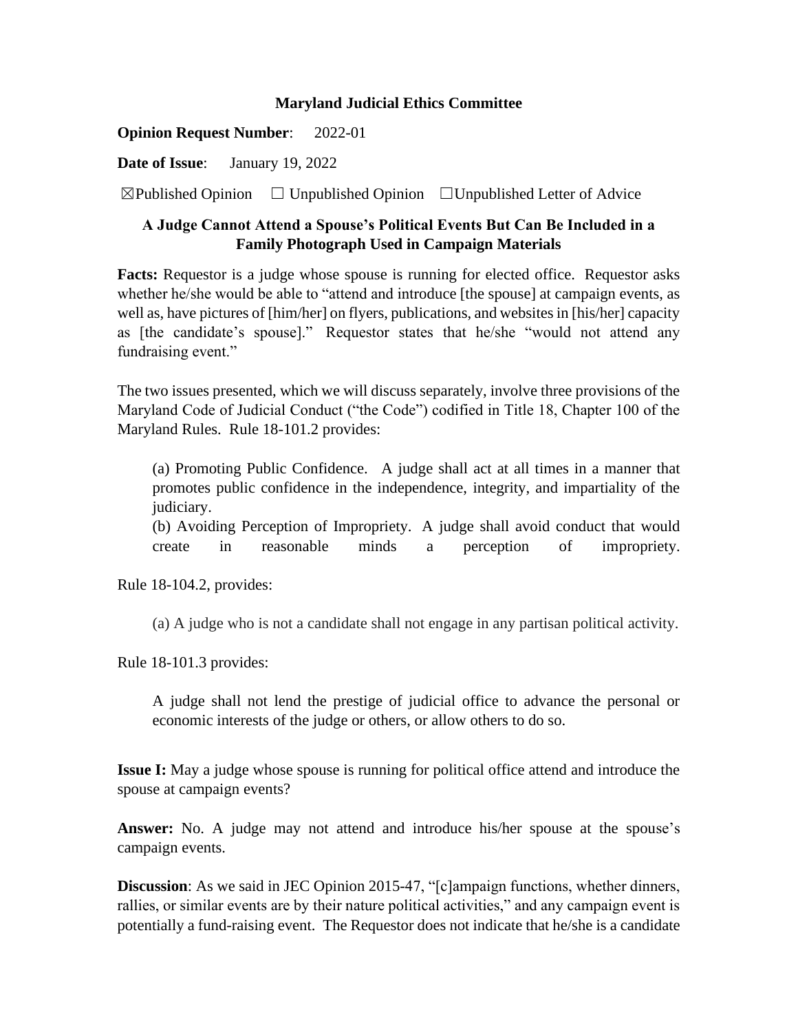**Maryland Judicial Ethics Committee**

**Opinion Request Number**: 2022-01

**Date of Issue**: January 19, 2022

☒Published Opinion ☐ Unpublished Opinion ☐Unpublished Letter of Advice

**A Judge Cannot Attend a Spouse's Political Events But Can Be Included in a Family Photograph Used in Campaign Materials**

**Facts:** Requestor is a judge whose spouse is running for elected office. Requestor asks whether he/she would be able to "attend and introduce [the spouse] at campaign events, as well as, have pictures of [him/her] on flyers, publications, and websites in [his/her] capacity as [the candidate's spouse]." Requestor states that he/she "would not attend any fundraising event."

The two issues presented, which we will discuss separately, involve three provisions of the Maryland Code of Judicial Conduct ("the Code") codified in Title 18, Chapter 100 of the Maryland Rules. Rule 18-101.2 provides:

> (a) Promoting Public Confidence. A judge shall act at all times in a manner that promotes public confidence in the independence, integrity, and impartiality of the judiciary.
>
> (b) Avoiding Perception of Impropriety. A judge shall avoid conduct that would create in reasonable minds a perception of impropriety.

Rule 18-104.2, provides:

> (a) A judge who is not a candidate shall not engage in any partisan political activity.

Rule 18-101.3 provides:

> A judge shall not lend the prestige of judicial office to advance the personal or economic interests of the judge or others, or allow others to do so.

**Issue I:** May a judge whose spouse is running for political office attend and introduce the spouse at campaign events?

**Answer:** No. A judge may not attend and introduce his/her spouse at the spouse's campaign events.

**Discussion**: As we said in JEC Opinion 2015-47, "[c]ampaign functions, whether dinners, rallies, or similar events are by their nature political activities," and any campaign event is potentially a fund-raising event. The Requestor does not indicate that he/she is a candidate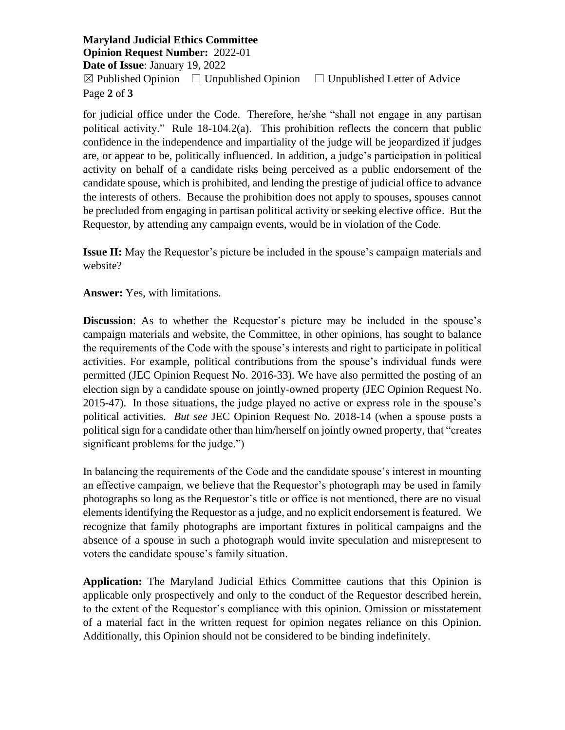for judicial office under the Code. Therefore, he/she "shall not engage in any partisan political activity." Rule 18-104.2(a). This prohibition reflects the concern that public confidence in the independence and impartiality of the judge will be jeopardized if judges are, or appear to be, politically influenced. In addition, a judge's participation in political activity on behalf of a candidate risks being perceived as a public endorsement of the candidate spouse, which is prohibited, and lending the prestige of judicial office to advance the interests of others. Because the prohibition does not apply to spouses, spouses cannot be precluded from engaging in partisan political activity or seeking elective office. But the Requestor, by attending any campaign events, would be in violation of the Code.

**Issue II:** May the Requestor's picture be included in the spouse's campaign materials and website?

**Answer:** Yes, with limitations.

**Discussion**: As to whether the Requestor's picture may be included in the spouse's campaign materials and website, the Committee, in other opinions, has sought to balance the requirements of the Code with the spouse's interests and right to participate in political activities. For example, political contributions from the spouse's individual funds were permitted (JEC Opinion Request No. 2016-33). We have also permitted the posting of an election sign by a candidate spouse on jointly-owned property (JEC Opinion Request No. 2015-47). In those situations, the judge played no active or express role in the spouse's political activities. *But see* JEC Opinion Request No. 2018-14 (when a spouse posts a political sign for a candidate other than him/herself on jointly owned property, that "creates significant problems for the judge.")

In balancing the requirements of the Code and the candidate spouse's interest in mounting an effective campaign, we believe that the Requestor's photograph may be used in family photographs so long as the Requestor's title or office is not mentioned, there are no visual elements identifying the Requestor as a judge, and no explicit endorsement is featured. We recognize that family photographs are important fixtures in political campaigns and the absence of a spouse in such a photograph would invite speculation and misrepresent to voters the candidate spouse's family situation.

**Application:** The Maryland Judicial Ethics Committee cautions that this Opinion is applicable only prospectively and only to the conduct of the Requestor described herein, to the extent of the Requestor's compliance with this opinion. Omission or misstatement of a material fact in the written request for opinion negates reliance on this Opinion. Additionally, this Opinion should not be considered to be binding indefinitely.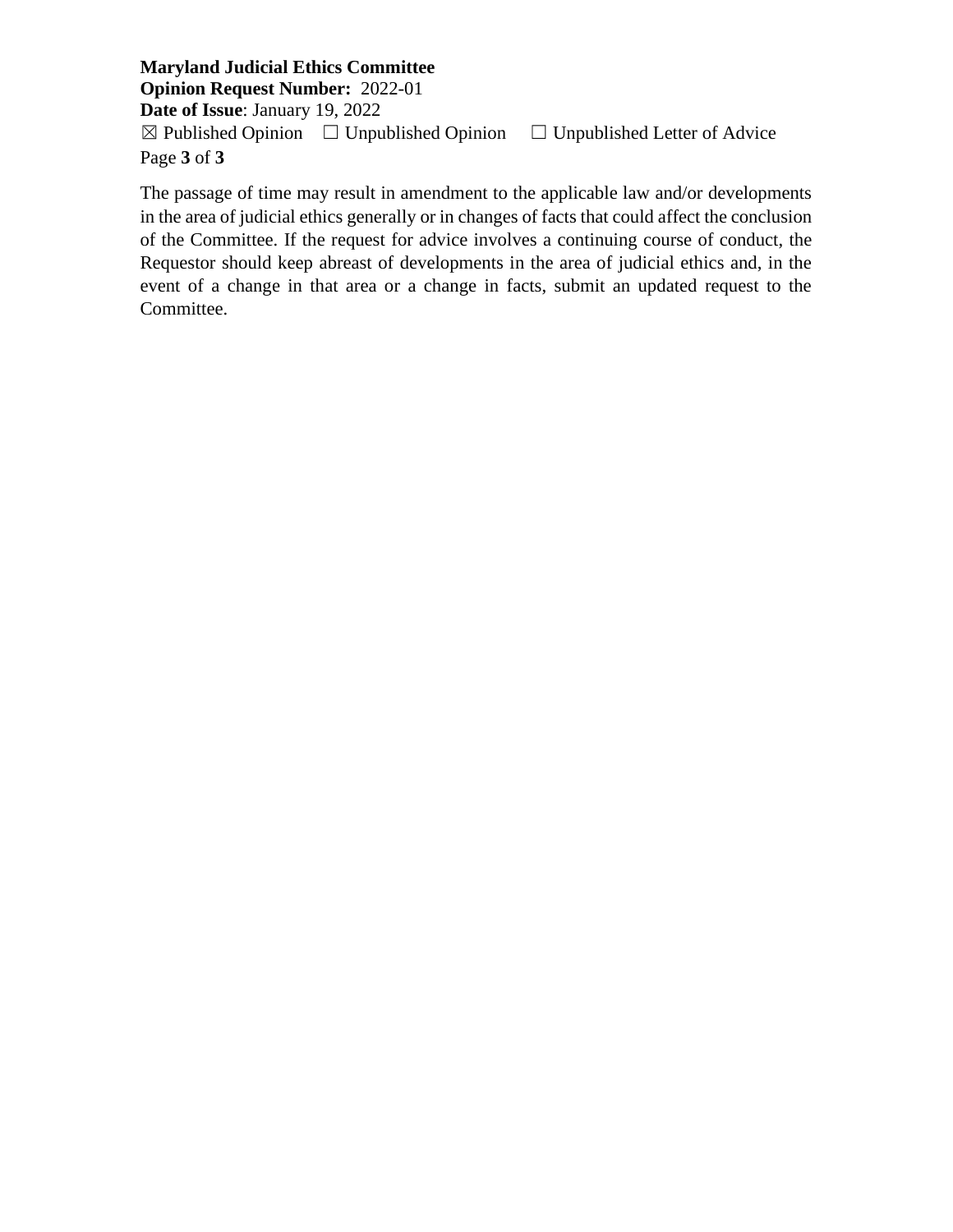The passage of time may result in amendment to the applicable law and/or developments in the area of judicial ethics generally or in changes of facts that could affect the conclusion of the Committee. If the request for advice involves a continuing course of conduct, the Requestor should keep abreast of developments in the area of judicial ethics and, in the event of a change in that area or a change in facts, submit an updated request to the Committee.